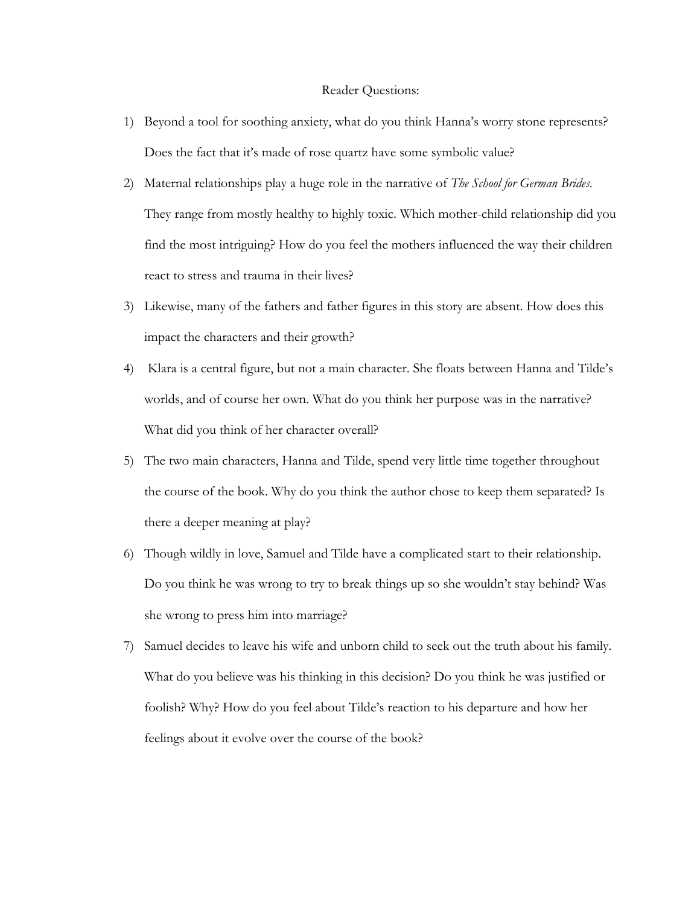# Reader Questions:

1) Beyond a tool for soothing anxiety, what do you think Hanna's worry stone represents? Does the fact that it's made of rose quartz have some symbolic value?

2) Maternal relationships play a huge role in the narrative of *The School for German Brides*. They range from mostly healthy to highly toxic. Which mother-child relationship did you find the most intriguing? How do you feel the mothers influenced the way their children react to stress and trauma in their lives?

3) Likewise, many of the fathers and father figures in this story are absent. How does this impact the characters and their growth?

4) Klara is a central figure, but not a main character. She floats between Hanna and Tilde's worlds, and of course her own. What do you think her purpose was in the narrative? What did you think of her character overall?

5) The two main characters, Hanna and Tilde, spend very little time together throughout the course of the book. Why do you think the author chose to keep them separated? Is there a deeper meaning at play?

6) Though wildly in love, Samuel and Tilde have a complicated start to their relationship. Do you think he was wrong to try to break things up so she wouldn't stay behind? Was she wrong to press him into marriage?

7) Samuel decides to leave his wife and unborn child to seek out the truth about his family. What do you believe was his thinking in this decision? Do you think he was justified or foolish? Why? How do you feel about Tilde's reaction to his departure and how her feelings about it evolve over the course of the book?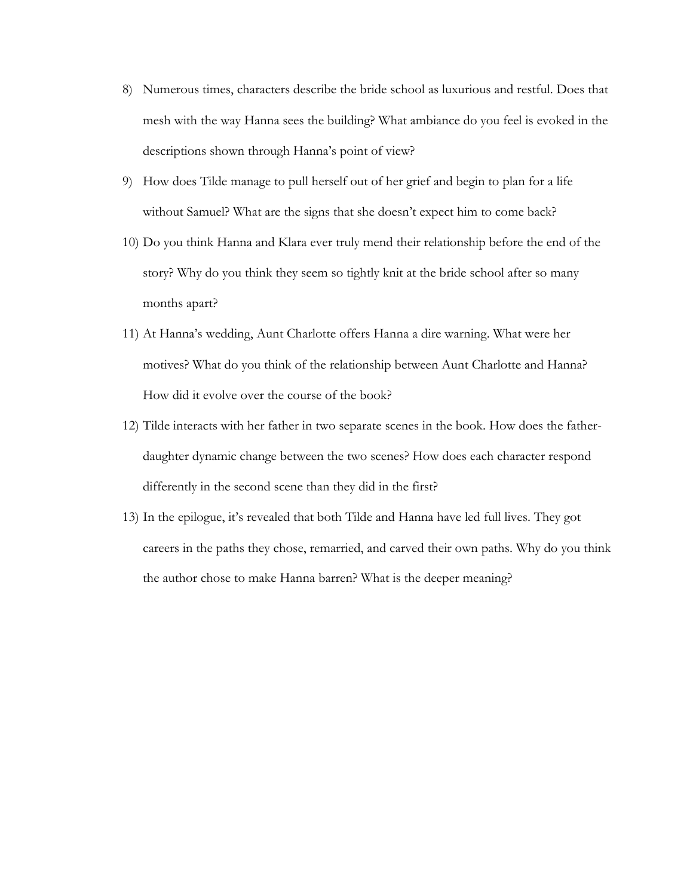8) Numerous times, characters describe the bride school as luxurious and restful. Does that mesh with the way Hanna sees the building? What ambiance do you feel is evoked in the descriptions shown through Hanna's point of view?

9) How does Tilde manage to pull herself out of her grief and begin to plan for a life without Samuel? What are the signs that she doesn't expect him to come back?

10) Do you think Hanna and Klara ever truly mend their relationship before the end of the story? Why do you think they seem so tightly knit at the bride school after so many months apart?

11) At Hanna's wedding, Aunt Charlotte offers Hanna a dire warning. What were her motives? What do you think of the relationship between Aunt Charlotte and Hanna? How did it evolve over the course of the book?

12) Tilde interacts with her father in two separate scenes in the book. How does the father-daughter dynamic change between the two scenes? How does each character respond differently in the second scene than they did in the first?

13) In the epilogue, it's revealed that both Tilde and Hanna have led full lives. They got careers in the paths they chose, remarried, and carved their own paths. Why do you think the author chose to make Hanna barren? What is the deeper meaning?